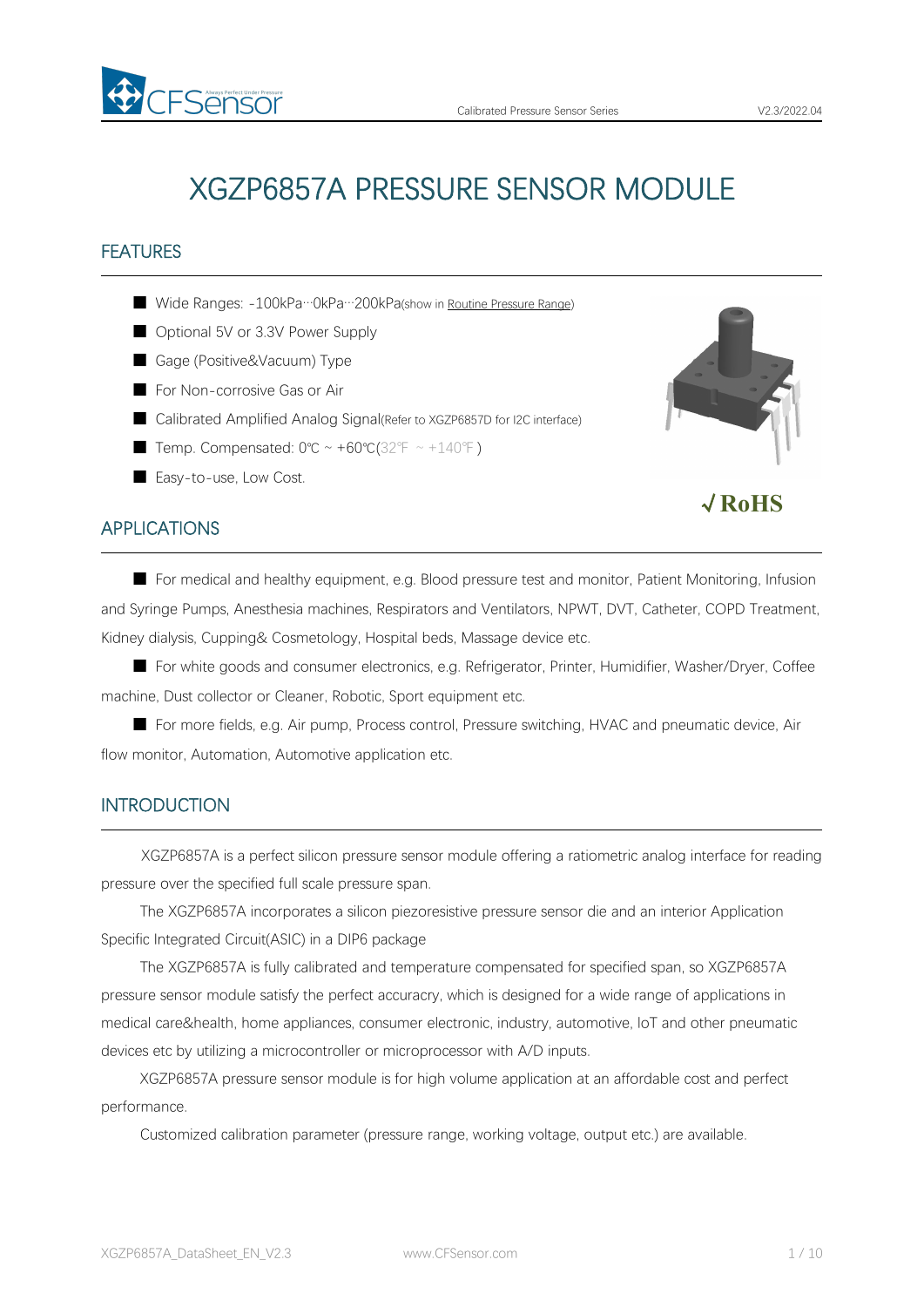# XGZP6857A PRESSURE SENSOR MODULE

## FEATURES

- Wide Ranges: -100kPa···0kPa···200kPa(show in Routine Pressure Range)
- Optional 5V or 3.3V Power Supply
- Gage (Positive&Vacuum) Type
- For Non-corrosive Gas or Air
- Calibrated Amplified Analog Signal(Refer to XGZP6857D for I2C interface)
- Temp. Compensated: 0℃ ~ +60℃(32℉ ~ +140℉)
- Easy-to-use, Low Cost.

√ RoHS

## APPLICATIONS

- For medical and healthy equipment, e.g. Blood pressure test and monitor, Patient Monitoring, Infusion and Syringe Pumps, Anesthesia machines, Respirators and Ventilators, NPWT, DVT, Catheter, COPD Treatment, Kidney dialysis, Cupping& Cosmetology, Hospital beds, Massage device etc.
- For white goods and consumer electronics, e.g. Refrigerator, Printer, Humidifier, Washer/Dryer, Coffee machine, Dust collector or Cleaner, Robotic, Sport equipment etc.
- For more fields, e.g. Air pump, Process control, Pressure switching, HVAC and pneumatic device, Air flow monitor, Automation, Automotive application etc.

## INTRODUCTION

XGZP6857A is a perfect silicon pressure sensor module offering a ratiometric analog interface for reading pressure over the specified full scale pressure span.

The XGZP6857A incorporates a silicon piezoresistive pressure sensor die and an interior Application Specific Integrated Circuit(ASIC) in a DIP6 package

The XGZP6857A is fully calibrated and temperature compensated for specified span, so XGZP6857A pressure sensor module satisfy the perfect accuracy, which is designed for a wide range of applications in medical care&health, home appliances, consumer electronic, industry, automotive, IoT and other pneumatic devices etc by utilizing a microcontroller or microprocessor with A/D inputs.

XGZP6857A pressure sensor module is for high volume application at an affordable cost and perfect performance.

Customized calibration parameter (pressure range, working voltage, output etc.) are available.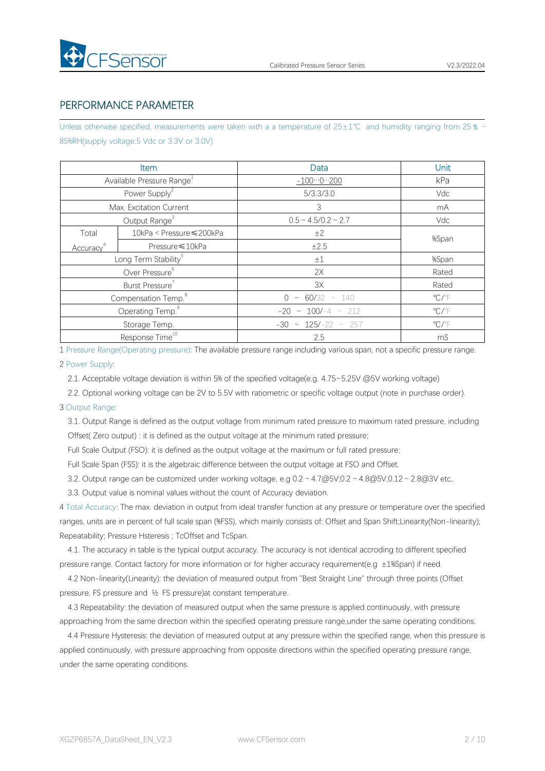## PERFORMANCE PARAMETER

Unless otherwise specified, measurements were taken with a a temperature of 25±1℃ and humidity ranging from 25 % ~ 85%RH(supply voltage:5 Vdc or 3.3V or 3.0V)

| Item | | Data | Unit |
|---|---|---|---|
| Available Pressure Range[1] | | -100···0···200 | kPa |
| Power Supply[2] | | 5/3.3/3.0 | Vdc |
| Max. Excitation Current | | 3 | mA |
| Output Range[3] | | 0.5 ~ 4.5/0.2 ~ 2.7 | Vdc |
| Total Accuracy[4] | 10kPa < Pressure≤200kPa | ±2 | %Span |
| | Pressure≤10kPa | ±2.5 | |
| Long Term Stability[5] | | ±1 | %Span |
| Over Pressure[6] | | 2X | Rated |
| Burst Pressure[7] | | 3X | Rated |
| Compensation Temp.[8] | | 0 ~ 60/32 ~ 140 | ℃/℉ |
| Operating Temp.[9] | | -20 ~ 100/-4 ~ 212 | ℃/℉ |
| Storage Temp. | | -30 ~ 125/-22 ~ 257 | ℃/℉ |
| Response Time[10] | | 2.5 | mS |

1 Pressure Range(Operating pressure): The available pressure range including various span, not a specific pressure range.

2 Power Supply:

2.1. Acceptable voltage deviation is within 5% of the specified voltage(e.g. 4.75~5.25V @5V working voltage)

2.2. Optional working voltage can be 2V to 5.5V with ratiometric or specific voltage output (note in purchase order).

3 Output Range:

3.1. Output Range is defined as the output voltage from minimum rated pressure to maximum rated pressure, including Offset( Zero output) : it is defined as the output voltage at the minimum rated pressure;

Full Scale Output (FSO): it is defined as the output voltage at the maximum or full rated pressure;

Full Scale Span (FSS): it is the algebraic difference between the output voltage at FSO and Offset.

3.2. Output range can be customized under working voltage, e.g 0.2 ~ 4.7@5V;0.2 ~ 4.8@5V;0.12 ~ 2.8@3V etc,.

3.3. Output value is nominal values without the count of Accuracy deviation.

4 Total Accuracy: The max. deviation in output from ideal transfer function at any pressure or temperature over the specified ranges, units are in percent of full scale span (%FSS), which mainly consists of: Offset and Span Shift;Linearity(Non-linearity); Repeatability; Pressure Hsteresis ; TcOffset and TcSpan.

4.1. The accuracy in table is the typical output accuracy. The accuracy is not identical accroding to different specified pressure range. Contact factory for more information or for higher accuracy requirement(e.g ±1%Span) if need.

4.2 Non-linearity(Linearity): the deviation of measured output from "Best Straight Line" through three points (Offset pressure, FS pressure and ½ FS pressure)at constant temperature.

4.3 Repeatability: the deviation of measured output when the same pressure is applied continuously, with pressure approaching from the same direction within the specified operating pressure range,under the same operating conditions.

4.4 Pressure Hysteresis: the deviation of measured output at any pressure within the specified range, when this pressure is applied continuously, with pressure approaching from opposite directions within the specified operating pressure range, under the same operating conditions.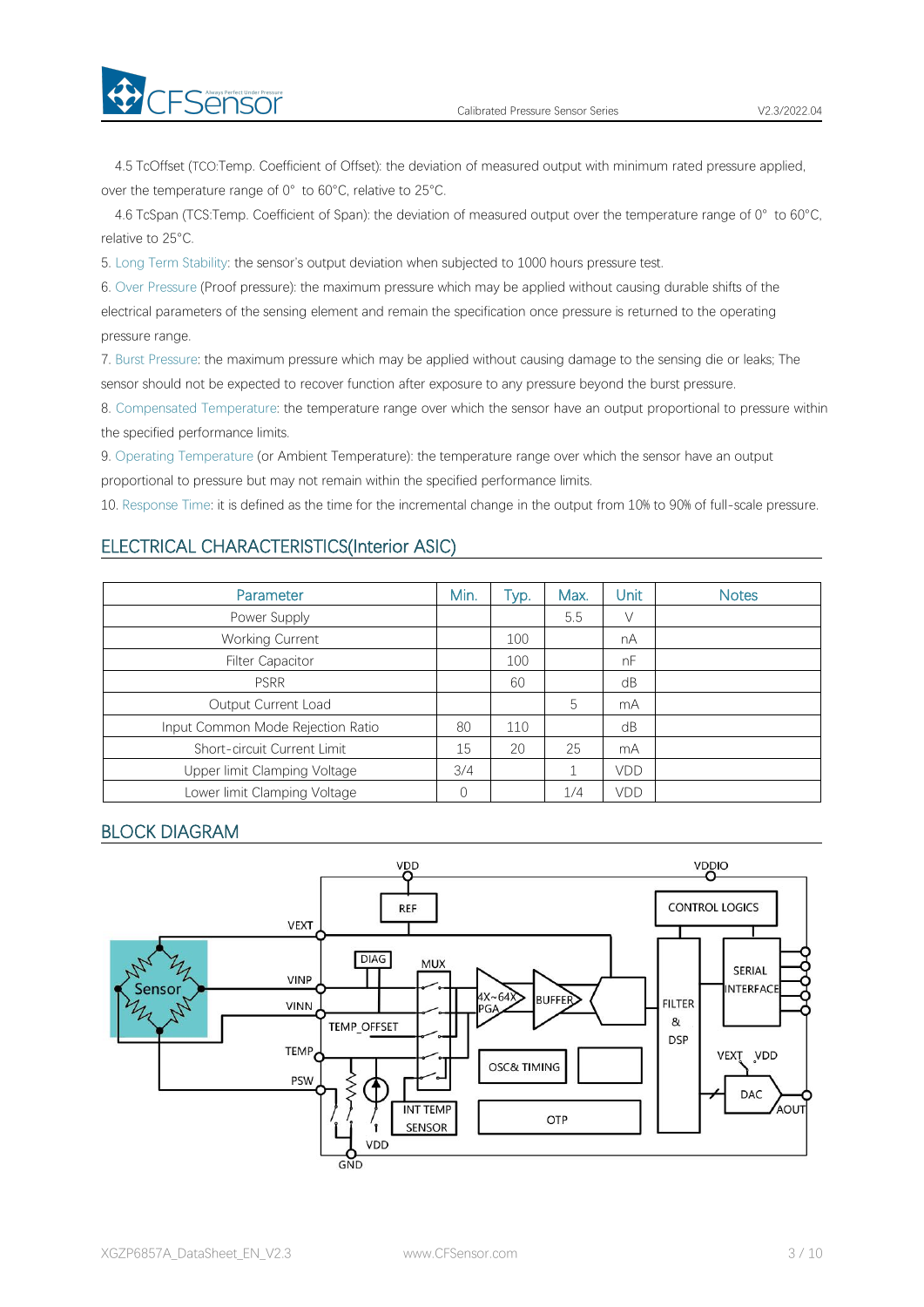4.5 TcOffset (TCO:Temp. Coefficient of Offset): the deviation of measured output with minimum rated pressure applied, over the temperature range of 0° to 60°C, relative to 25°C.

4.6 TcSpan (TCS:Temp. Coefficient of Span): the deviation of measured output over the temperature range of 0° to 60°C, relative to 25°C.

5. Long Term Stability: the sensor's output deviation when subjected to 1000 hours pressure test.

6. Over Pressure (Proof pressure): the maximum pressure which may be applied without causing durable shifts of the electrical parameters of the sensing element and remain the specification once pressure is returned to the operating pressure range.

7. Burst Pressure: the maximum pressure which may be applied without causing damage to the sensing die or leaks; The sensor should not be expected to recover function after exposure to any pressure beyond the burst pressure.

8. Compensated Temperature: the temperature range over which the sensor have an output proportional to pressure within the specified performance limits.

9. Operating Temperature (or Ambient Temperature): the temperature range over which the sensor have an output proportional to pressure but may not remain within the specified performance limits.

10. Response Time: it is defined as the time for the incremental change in the output from 10% to 90% of full-scale pressure.

## ELECTRICAL CHARACTERISTICS(Interior ASIC)

| Parameter | Min. | Typ. | Max. | Unit | Notes |
|---|---|---|---|---|---|
| Power Supply | | | 5.5 | V | |
| Working Current | | 100 | | nA | |
| Filter Capacitor | | 100 | | nF | |
| PSRR | | 60 | | dB | |
| Output Current Load | | | 5 | mA | |
| Input Common Mode Rejection Ratio | 80 | 110 | | dB | |
| Short-circuit Current Limit | 15 | 20 | 25 | mA | |
| Upper limit Clamping Voltage | 3/4 | | 1 | VDD | |
| Lower limit Clamping Voltage | 0 | | 1/4 | VDD | |

## BLOCK DIAGRAM

VDD VDDIO REF CONTROL LOGICS VEXT DIAG MUX SERIAL INTERFACE Sensor VINP VINN 4X~64X PGA BUFFER FILTER & DSP TEMP_OFFSET TEMP OSC& TIMING VEXT VDD PSW DAC AOUT INT TEMP SENSOR OTP VDD GND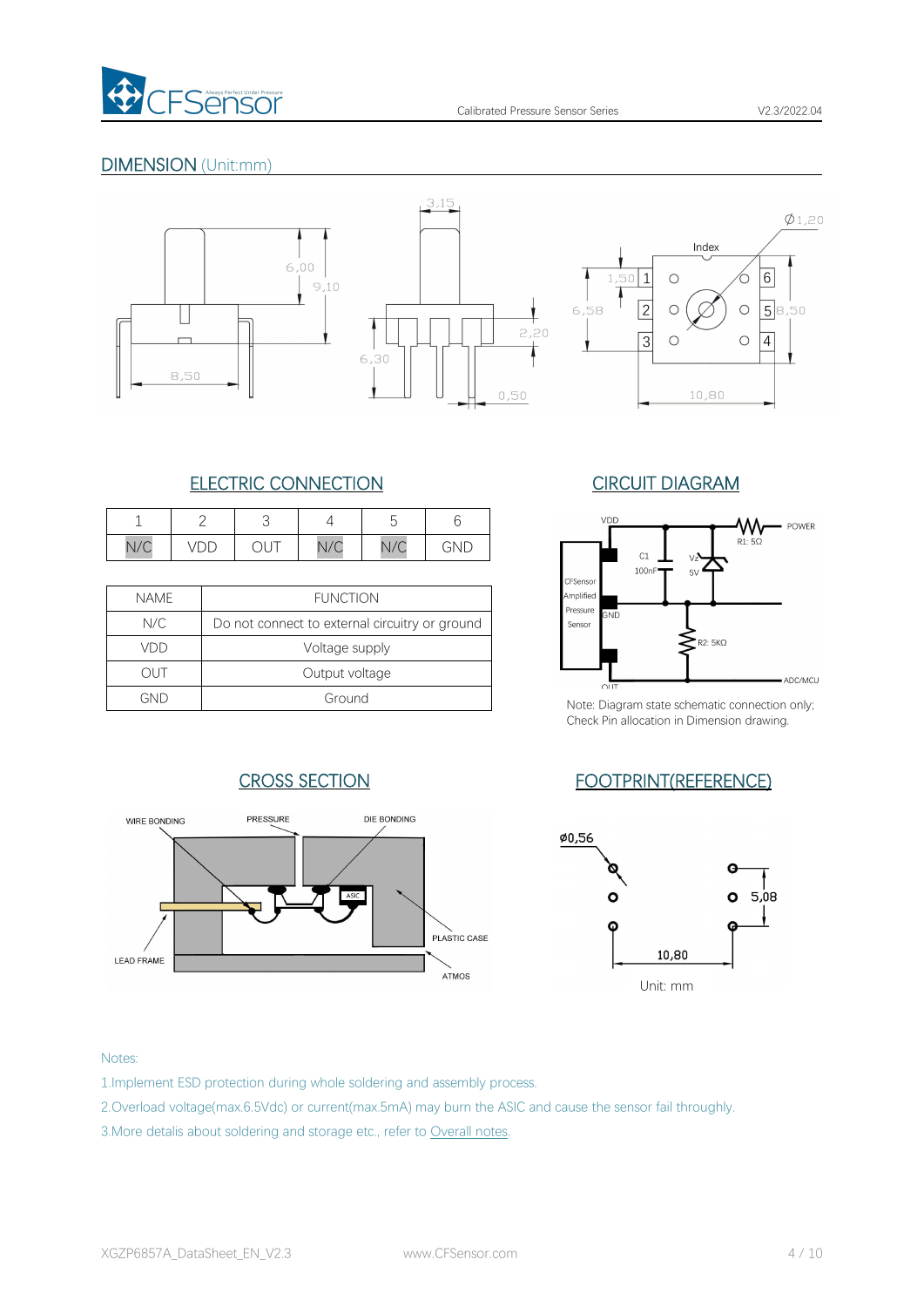## DIMENSION (Unit:mm)

## ELECTRIC CONNECTION

| 1 | 2 | 3 | 4 | 5 | 6 |
|---|---|---|---|---|---|
| N/C | VDD | OUT | N/C | N/C | GND |

| NAME | FUNCTION |
|---|---|
| N/C | Do not connect to external circuitry or ground |
| VDD | Voltage supply |
| OUT | Output voltage |
| GND | Ground |

## CIRCUIT DIAGRAM

Note: Diagram state schematic connection only; Check Pin allocation in Dimension drawing.

## CROSS SECTION

## FOOTPRINT(REFERENCE)

Unit: mm

Notes:

1.Implement ESD protection during whole soldering and assembly process.

2.Overload voltage(max.6.5Vdc) or current(max.5mA) may burn the ASIC and cause the sensor fail throughly.

3.More detalis about soldering and storage etc., refer to Overall notes.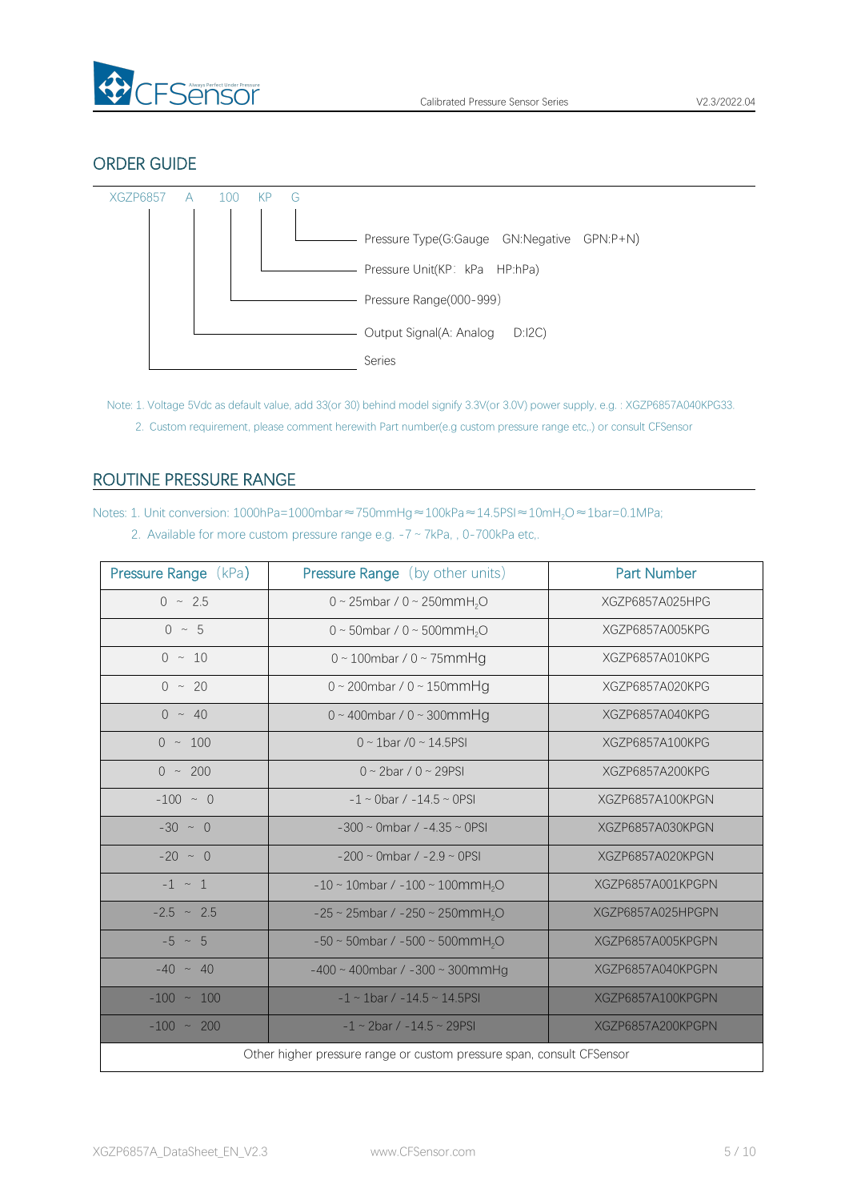## ORDER GUIDE

XGZP6857 A 100 KP G

- G — Pressure Type(G:Gauge GN:Negative GPN:P+N)
- KP — Pressure Unit(KP: kPa HP:hPa)
- 100 — Pressure Range(000-999)
- A — Output Signal(A: Analog D:I2C)
- XGZP6857 — Series

Note: 1. Voltage 5Vdc as default value, add 33(or 30) behind model signify 3.3V(or 3.0V) power supply, e.g. : XGZP6857A040KPG33.

2. Custom requirement, please comment herewith Part number(e.g custom pressure range etc,) or consult CFSensor

## ROUTINE PRESSURE RANGE

Notes: 1. Unit conversion: 1000hPa=1000mbar≈750mmHg≈100kPa≈14.5PSI≈10m$H_2O$≈1bar=0.1MPa;

2. Available for more custom pressure range e.g. -7 ~ 7kPa, , 0-700kPa etc,.

| Pressure Range (kPa) | Pressure Range (by other units) | Part Number |
|---|---|---|
| 0 ~ 2.5 | 0 ~ 25mbar / 0 ~ 250mm$H_2O$ | XGZP6857A025HPG |
| 0 ~ 5 | 0 ~ 50mbar / 0 ~ 500mm$H_2O$ | XGZP6857A005KPG |
| 0 ~ 10 | 0 ~ 100mbar / 0 ~ 75mmHg | XGZP6857A010KPG |
| 0 ~ 20 | 0 ~ 200mbar / 0 ~ 150mmHg | XGZP6857A020KPG |
| 0 ~ 40 | 0 ~ 400mbar / 0 ~ 300mmHg | XGZP6857A040KPG |
| 0 ~ 100 | 0 ~ 1bar /0 ~ 14.5PSI | XGZP6857A100KPG |
| 0 ~ 200 | 0 ~ 2bar / 0 ~ 29PSI | XGZP6857A200KPG |
| -100 ~ 0 | -1 ~ 0bar / -14.5 ~ 0PSI | XGZP6857A100KPGN |
| -30 ~ 0 | -300 ~ 0mbar / -4.35 ~ 0PSI | XGZP6857A030KPGN |
| -20 ~ 0 | -200 ~ 0mbar / -2.9 ~ 0PSI | XGZP6857A020KPGN |
| -1 ~ 1 | -10 ~ 10mbar / -100 ~ 100mm$H_2O$ | XGZP6857A001KPGPN |
| -2.5 ~ 2.5 | -25 ~ 25mbar / -250 ~ 250mm$H_2O$ | XGZP6857A025HPGPN |
| -5 ~ 5 | -50 ~ 50mbar / -500 ~ 500mm$H_2O$ | XGZP6857A005KPGPN |
| -40 ~ 40 | -400 ~ 400mbar / -300 ~ 300mmHg | XGZP6857A040KPGPN |
| -100 ~ 100 | -1 ~ 1bar / -14.5 ~ 14.5PSI | XGZP6857A100KPGPN |
| -100 ~ 200 | -1 ~ 2bar / -14.5 ~ 29PSI | XGZP6857A200KPGPN |
| Other higher pressure range or custom pressure span, consult CFSensor | | |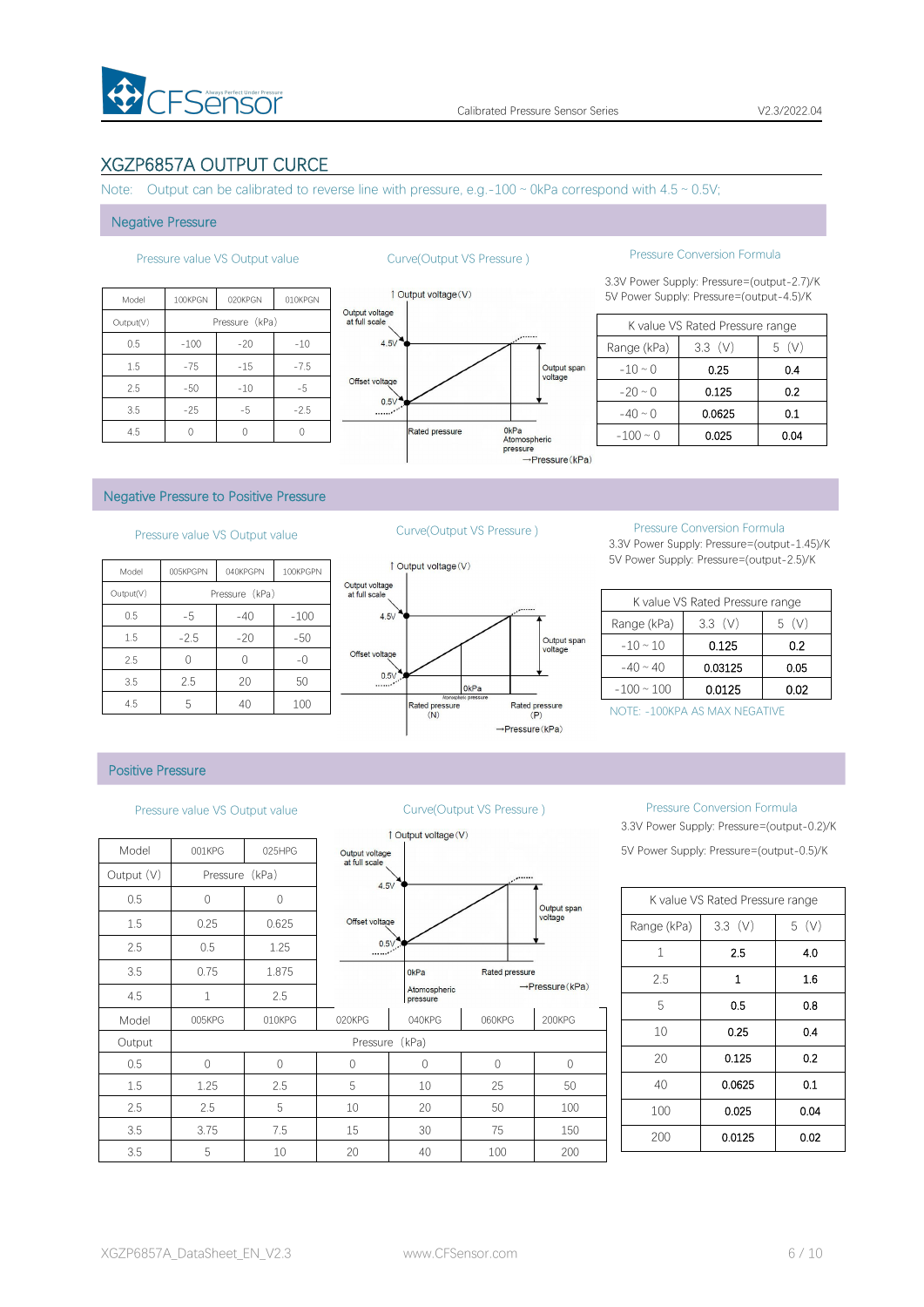# XGZP6857A OUTPUT CURCE

Note: Output can be calibrated to reverse line with pressure, e.g.-100 ~ 0kPa correspond with 4.5 ~ 0.5V;

## Negative Pressure

### Pressure value VS Output value

| Model | 100KPGN | 020KPGN | 010KPGN |
|---|---|---|---|
| Output(V) | Pressure（kPa） | | |
| 0.5 | -100 | -20 | -10 |
| 1.5 | -75 | -15 | -7.5 |
| 2.5 | -50 | -10 | -5 |
| 3.5 | -25 | -5 | -2.5 |
| 4.5 | 0 | 0 | 0 |

### Curve(Output VS Pressure )

↑Output voltage(V)

Output voltage at full scale

4.5V

Offset voltage

0.5V

Output span voltage

Rated pressure

0kPa Atomospheric pressure

→Pressure(kPa)

### Pressure Conversion Formula

3.3V Power Supply: Pressure=(output-2.7)/K

5V Power Supply: Pressure=(output-4.5)/K

| K value VS Rated Pressure range | | |
|---|---|---|
| Range (kPa) | 3.3 (V) | 5 (V) |
| -10 ~ 0 | 0.25 | 0.4 |
| -20 ~ 0 | 0.125 | 0.2 |
| -40 ~ 0 | 0.0625 | 0.1 |
| -100 ~ 0 | 0.025 | 0.04 |

## Negative Pressure to Positive Pressure

### Pressure value VS Output value

| Model | 005KPGPN | 040KPGPN | 100KPGPN |
|---|---|---|---|
| Output(V) | Pressure（kPa） | | |
| 0.5 | -5 | -40 | -100 |
| 1.5 | -2.5 | -20 | -50 |
| 2.5 | 0 | 0 | -0 |
| 3.5 | 2.5 | 20 | 50 |
| 4.5 | 5 | 40 | 100 |

### Curve(Output VS Pressure )

↑Output voltage(V)

Output voltage at full scale

4.5V

Offset voltage

0.5V

Output span voltage

0kPa Atmospheric pressure

Rated pressure (N)

Rated pressure (P)

→Pressure(kPa)

### Pressure Conversion Formula

3.3V Power Supply: Pressure=(output-1.45)/K

5V Power Supply: Pressure=(output-2.5)/K

| K value VS Rated Pressure range | | |
|---|---|---|
| Range (kPa) | 3.3 (V) | 5 (V) |
| -10 ~ 10 | 0.125 | 0.2 |
| -40 ~ 40 | 0.03125 | 0.05 |
| -100 ~ 100 | 0.0125 | 0.02 |

NOTE: -100KPA AS MAX NEGATIVE

## Positive Pressure

### Pressure value VS Output value

| Model | 001KPG | 025HPG |
|---|---|---|
| Output (V) | Pressure（kPa） | |
| 0.5 | 0 | 0 |
| 1.5 | 0.25 | 0.625 |
| 2.5 | 0.5 | 1.25 |
| 3.5 | 0.75 | 1.875 |
| 4.5 | 1 | 2.5 |

| Model | 005KPG | 010KPG | 020KPG | 040KPG | 060KPG | 200KPG |
|---|---|---|---|---|---|---|
| Output | Pressure（kPa） | | | | | |
| 0.5 | 0 | 0 | 0 | 0 | 0 | 0 |
| 1.5 | 1.25 | 2.5 | 5 | 10 | 25 | 50 |
| 2.5 | 2.5 | 5 | 10 | 20 | 50 | 100 |
| 3.5 | 3.75 | 7.5 | 15 | 30 | 75 | 150 |
| 3.5 | 5 | 10 | 20 | 40 | 100 | 200 |

### Curve(Output VS Pressure )

↑Output voltage(V)

Output voltage at full scale

4.5V

Offset voltage

0.5V

Output span voltage

0kPa

Atomospheric pressure

Rated pressure

→Pressure(kPa)

### Pressure Conversion Formula

3.3V Power Supply: Pressure=(output-0.2)/K

5V Power Supply: Pressure=(output-0.5)/K

| K value VS Rated Pressure range | | |
|---|---|---|
| Range (kPa) | 3.3 (V) | 5 (V) |
| 1 | 2.5 | 4.0 |
| 2.5 | 1 | 1.6 |
| 5 | 0.5 | 0.8 |
| 10 | 0.25 | 0.4 |
| 20 | 0.125 | 0.2 |
| 40 | 0.0625 | 0.1 |
| 100 | 0.025 | 0.04 |
| 200 | 0.0125 | 0.02 |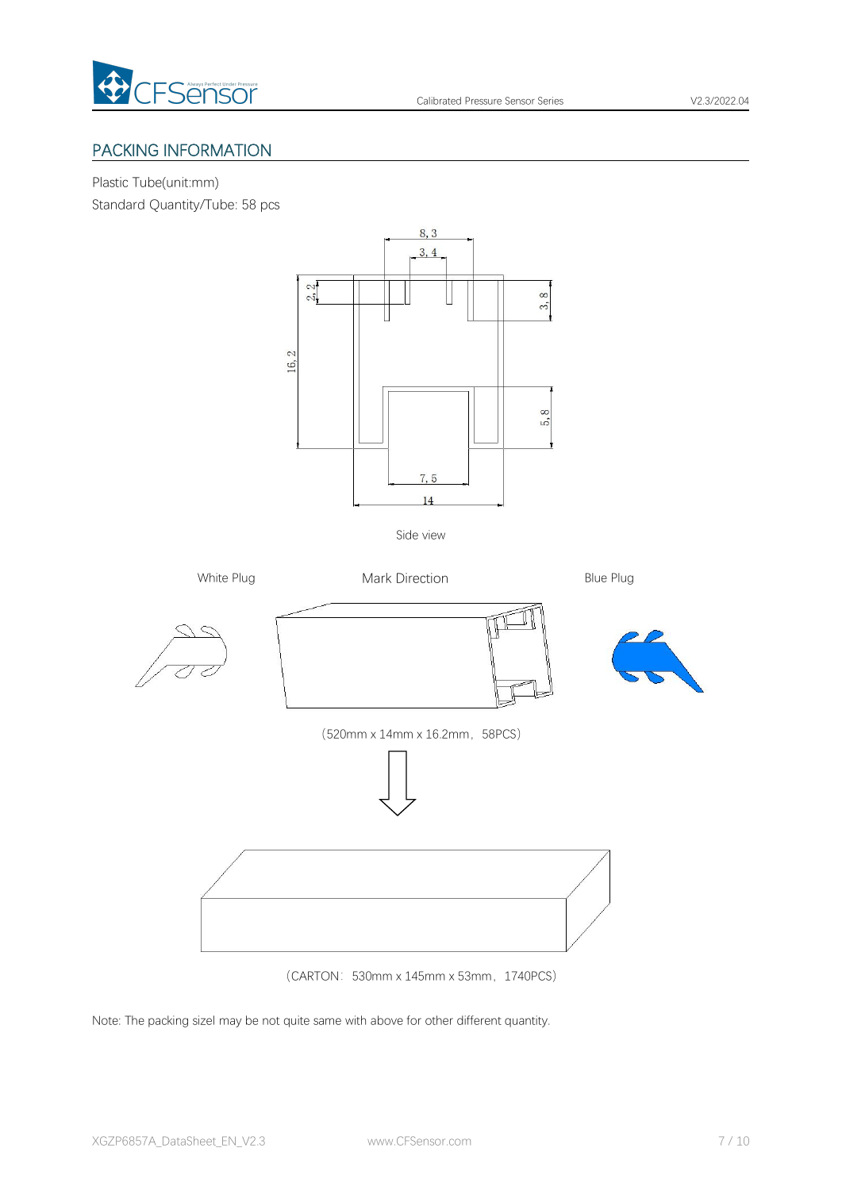## PACKING INFORMATION

Plastic Tube(unit:mm)

Standard Quantity/Tube: 58 pcs

Side view

White Plug

Mark Direction

Blue Plug

（520mm x 14mm x 16.2mm，58PCS）

（CARTON：530mm x 145mm x 53mm，1740PCS）

Note: The packing sizel may be not quite same with above for other different quantity.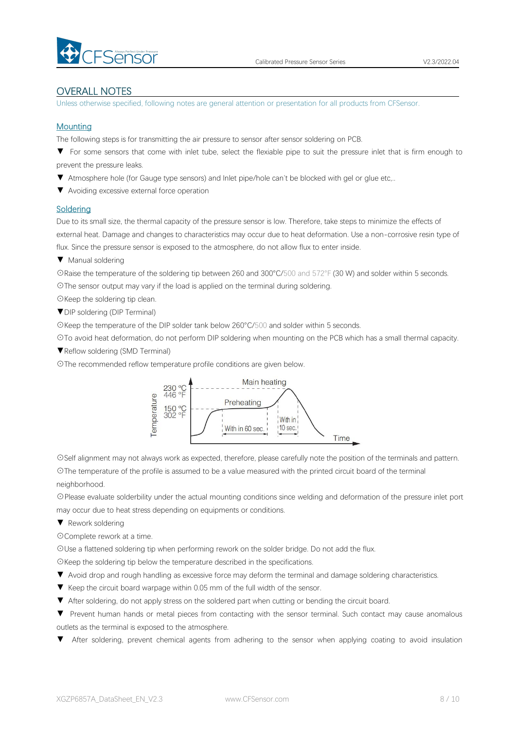## OVERALL NOTES

Unless otherwise specified, following notes are general attention or presentation for all products from CFSensor.

### Mounting

The following steps is for transmitting the air pressure to sensor after sensor soldering on PCB.

▼ For some sensors that come with inlet tube, select the flexiable pipe to suit the pressure inlet that is firm enough to prevent the pressure leaks.

▼ Atmosphere hole (for Gauge type sensors) and Inlet pipe/hole can't be blocked with gel or glue etc,..

▼ Avoiding excessive external force operation

### Soldering

Due to its small size, the thermal capacity of the pressure sensor is low. Therefore, take steps to minimize the effects of external heat. Damage and changes to characteristics may occur due to heat deformation. Use a non-corrosive resin type of flux. Since the pressure sensor is exposed to the atmosphere, do not allow flux to enter inside.

▼ Manual soldering

⊙Raise the temperature of the soldering tip between 260 and 300°C/500 and 572°F (30 W) and solder within 5 seconds.

⊙The sensor output may vary if the load is applied on the terminal during soldering.

⊙Keep the soldering tip clean.

▼DIP soldering (DIP Terminal)

⊙Keep the temperature of the DIP solder tank below 260°C/500 and solder within 5 seconds.

⊙To avoid heat deformation, do not perform DIP soldering when mounting on the PCB which has a small thermal capacity.

▼Reflow soldering (SMD Terminal)

⊙The recommended reflow temperature profile conditions are given below.

Temperature: 230 °C / 446 °F (Main heating, With in 10 sec.); 150 °C / 302 °F (Preheating, With in 60 sec.); Time

⊙Self alignment may not always work as expected, therefore, please carefully note the position of the terminals and pattern.

⊙The temperature of the profile is assumed to be a value measured with the printed circuit board of the terminal neighborhood.

⊙Please evaluate solderbility under the actual mounting conditions since welding and deformation of the pressure inlet port may occur due to heat stress depending on equipments or conditions.

▼ Rework soldering

⊙Complete rework at a time.

⊙Use a flattened soldering tip when performing rework on the solder bridge. Do not add the flux.

⊙Keep the soldering tip below the temperature described in the specifications.

▼ Avoid drop and rough handling as excessive force may deform the terminal and damage soldering characteristics.

▼ Keep the circuit board warpage within 0.05 mm of the full width of the sensor.

▼ After soldering, do not apply stress on the soldered part when cutting or bending the circuit board.

▼ Prevent human hands or metal pieces from contacting with the sensor terminal. Such contact may cause anomalous outlets as the terminal is exposed to the atmosphere.

▼ After soldering, prevent chemical agents from adhering to the sensor when applying coating to avoid insulation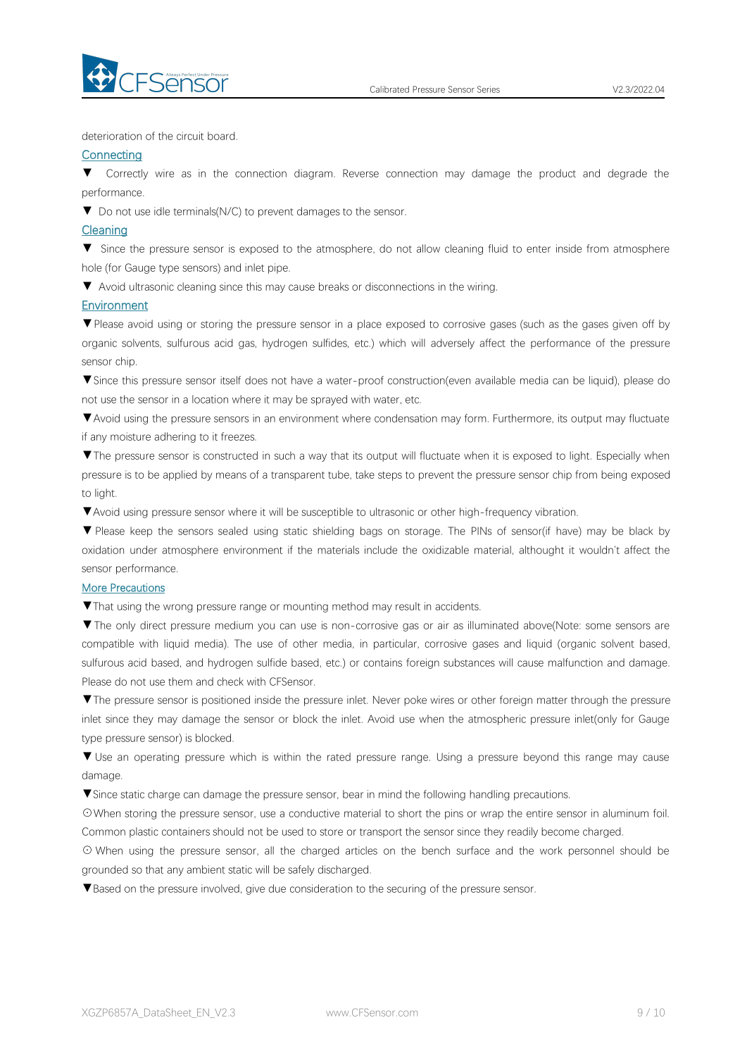deterioration of the circuit board.

### Connecting

▼ Correctly wire as in the connection diagram. Reverse connection may damage the product and degrade the performance.

▼ Do not use idle terminals(N/C) to prevent damages to the sensor.

### Cleaning

▼ Since the pressure sensor is exposed to the atmosphere, do not allow cleaning fluid to enter inside from atmosphere hole (for Gauge type sensors) and inlet pipe.

▼ Avoid ultrasonic cleaning since this may cause breaks or disconnections in the wiring.

### Environment

▼Please avoid using or storing the pressure sensor in a place exposed to corrosive gases (such as the gases given off by organic solvents, sulfurous acid gas, hydrogen sulfides, etc.) which will adversely affect the performance of the pressure sensor chip.

▼Since this pressure sensor itself does not have a water-proof construction(even available media can be liquid), please do not use the sensor in a location where it may be sprayed with water, etc.

▼Avoid using the pressure sensors in an environment where condensation may form. Furthermore, its output may fluctuate if any moisture adhering to it freezes.

▼The pressure sensor is constructed in such a way that its output will fluctuate when it is exposed to light. Especially when pressure is to be applied by means of a transparent tube, take steps to prevent the pressure sensor chip from being exposed to light.

▼Avoid using pressure sensor where it will be susceptible to ultrasonic or other high-frequency vibration.

▼ Please keep the sensors sealed using static shielding bags on storage. The PINs of sensor(if have) may be black by oxidation under atmosphere environment if the materials include the oxidizable material, althought it wouldn't affect the sensor performance.

### More Precautions

▼That using the wrong pressure range or mounting method may result in accidents.

▼The only direct pressure medium you can use is non-corrosive gas or air as illuminated above(Note: some sensors are compatible with liquid media). The use of other media, in particular, corrosive gases and liquid (organic solvent based, sulfurous acid based, and hydrogen sulfide based, etc.) or contains foreign substances will cause malfunction and damage. Please do not use them and check with CFSensor.

▼The pressure sensor is positioned inside the pressure inlet. Never poke wires or other foreign matter through the pressure inlet since they may damage the sensor or block the inlet. Avoid use when the atmospheric pressure inlet(only for Gauge type pressure sensor) is blocked.

▼ Use an operating pressure which is within the rated pressure range. Using a pressure beyond this range may cause damage.

▼Since static charge can damage the pressure sensor, bear in mind the following handling precautions.

⊙When storing the pressure sensor, use a conductive material to short the pins or wrap the entire sensor in aluminum foil. Common plastic containers should not be used to store or transport the sensor since they readily become charged.

⊙ When using the pressure sensor, all the charged articles on the bench surface and the work personnel should be grounded so that any ambient static will be safely discharged.

▼Based on the pressure involved, give due consideration to the securing of the pressure sensor.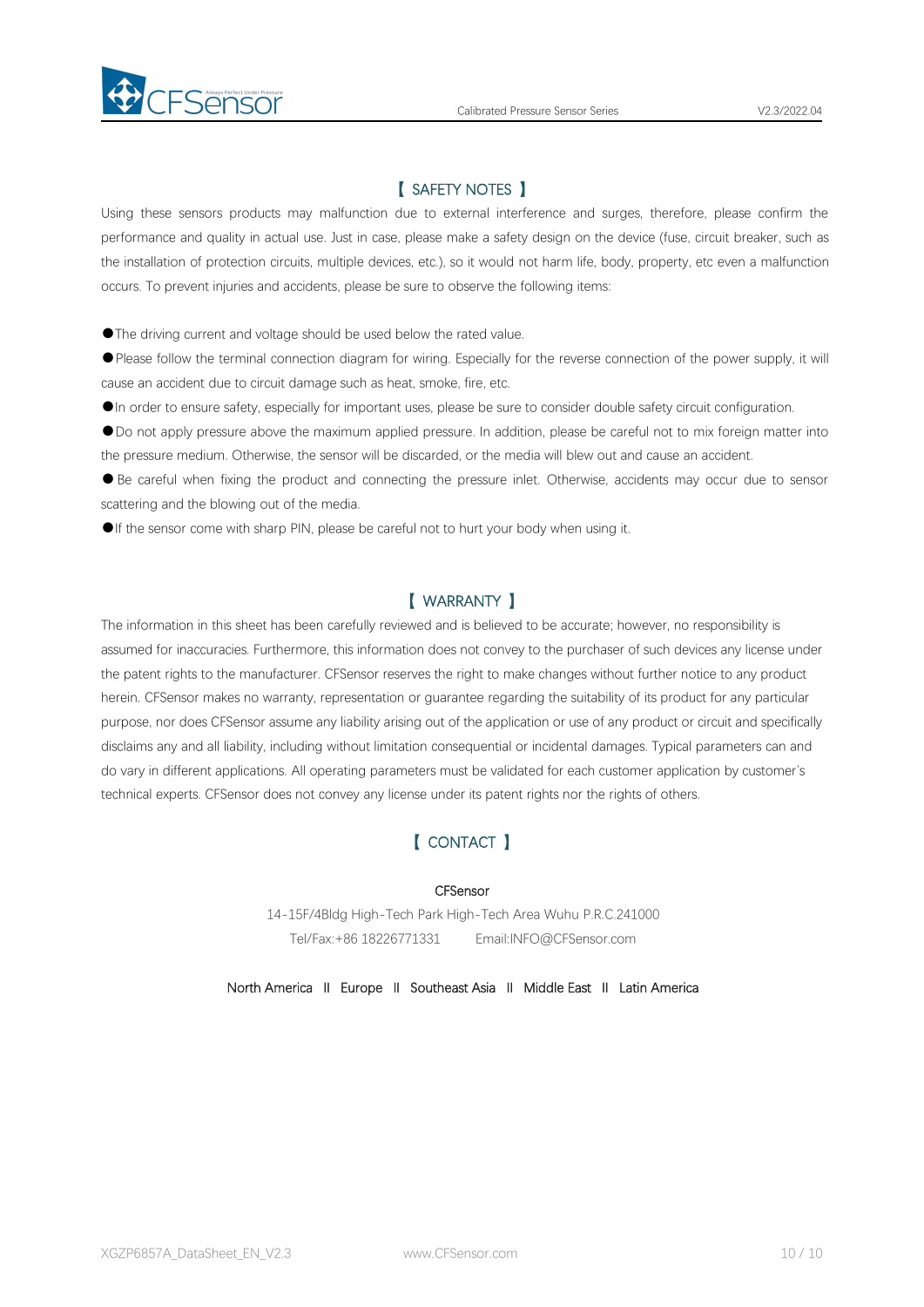## 【 SAFETY NOTES 】

Using these sensors products may malfunction due to external interference and surges, therefore, please confirm the performance and quality in actual use. Just in case, please make a safety design on the device (fuse, circuit breaker, such as the installation of protection circuits, multiple devices, etc.), so it would not harm life, body, property, etc even a malfunction occurs. To prevent injuries and accidents, please be sure to observe the following items:

- The driving current and voltage should be used below the rated value.
- Please follow the terminal connection diagram for wiring. Especially for the reverse connection of the power supply, it will cause an accident due to circuit damage such as heat, smoke, fire, etc.
- In order to ensure safety, especially for important uses, please be sure to consider double safety circuit configuration.
- Do not apply pressure above the maximum applied pressure. In addition, please be careful not to mix foreign matter into the pressure medium. Otherwise, the sensor will be discarded, or the media will blew out and cause an accident.
- Be careful when fixing the product and connecting the pressure inlet. Otherwise, accidents may occur due to sensor scattering and the blowing out of the media.
- If the sensor come with sharp PIN, please be careful not to hurt your body when using it.

## 【 WARRANTY 】

The information in this sheet has been carefully reviewed and is believed to be accurate; however, no responsibility is assumed for inaccuracies. Furthermore, this information does not convey to the purchaser of such devices any license under the patent rights to the manufacturer. CFSensor reserves the right to make changes without further notice to any product herein. CFSensor makes no warranty, representation or guarantee regarding the suitability of its product for any particular purpose, nor does CFSensor assume any liability arising out of the application or use of any product or circuit and specifically disclaims any and all liability, including without limitation consequential or incidental damages. Typical parameters can and do vary in different applications. All operating parameters must be validated for each customer application by customer's technical experts. CFSensor does not convey any license under its patent rights nor the rights of others.

## 【 CONTACT 】

CFSensor

14-15F/4Bldg High-Tech Park High-Tech Area Wuhu P.R.C.241000

Tel/Fax:+86 18226771331 Email:INFO@CFSensor.com

North America II Europe II Southeast Asia II Middle East II Latin America